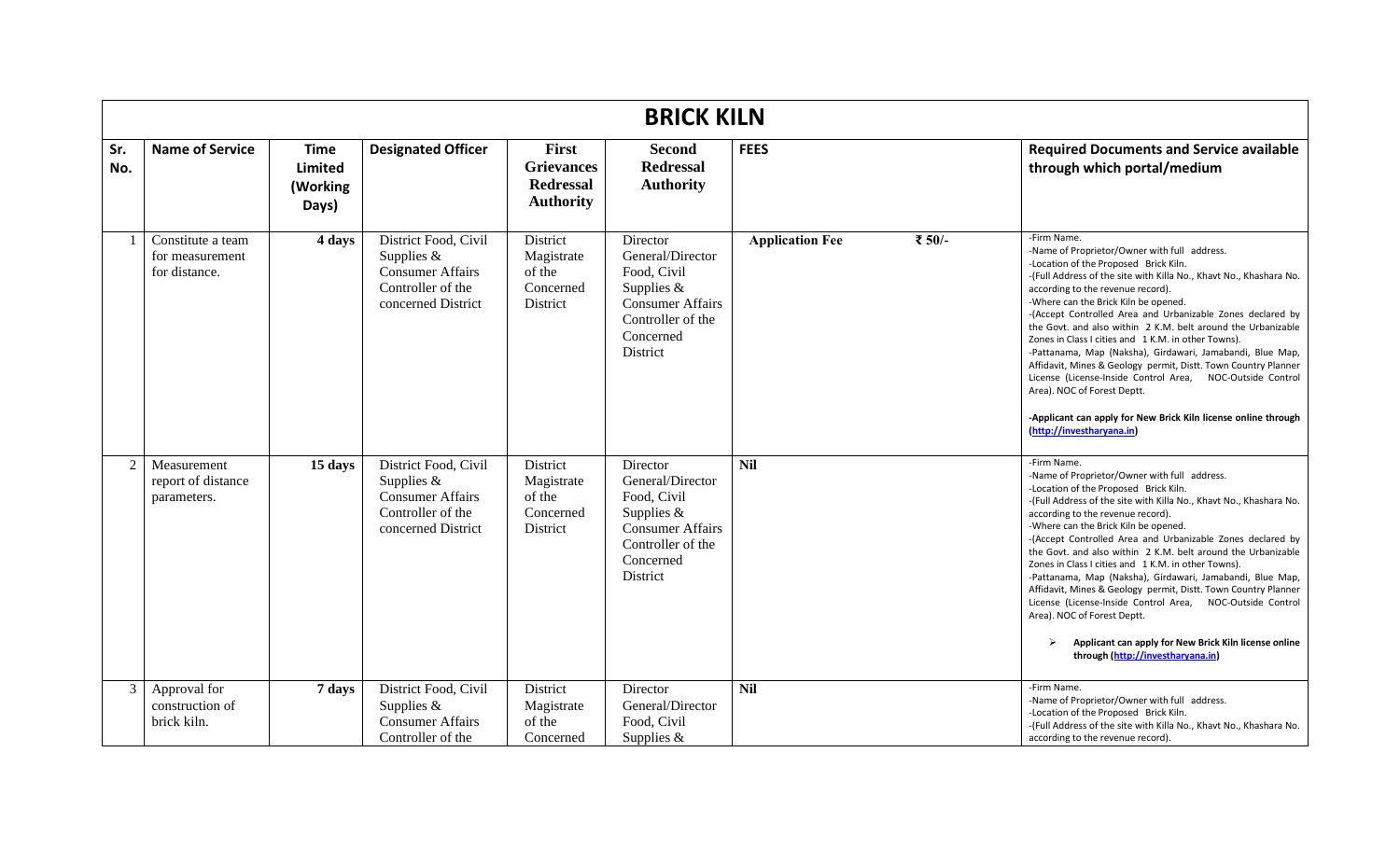# BRICK KILN

| Sr. No. | Name of Service | Time Limited (Working Days) | Designated Officer | First Grievances Redressal Authority | Second Redressal Authority | FEES | Required Documents and Service available through which portal/medium |
|---|---|---|---|---|---|---|---|
| 1 | Constitute a team for measurement for distance. | 4 days | District Food, Civil Supplies & Consumer Affairs Controller of the concerned District | District Magistrate of the Concerned District | Director General/Director Food, Civil Supplies & Consumer Affairs Controller of the Concerned District | **Application Fee** ₹ 50/- | -Firm Name.<br>-Name of Proprietor/Owner with full address.<br>-Location of the Proposed Brick Kiln.<br>-(Full Address of the site with Killa No., Khavt No., Khashara No. according to the revenue record).<br>-Where can the Brick Kiln be opened.<br>-(Accept Controlled Area and Urbanizable Zones declared by the Govt. and also within 2 K.M. belt around the Urbanizable Zones in Class I cities and 1 K.M. in other Towns).<br>-Pattanama, Map (Naksha), Girdawari, Jamabandi, Blue Map, Affidavit, Mines & Geology permit, Distt. Town Country Planner License (License-Inside Control Area, NOC-Outside Control Area). NOC of Forest Deptt.<br>**-Applicant can apply for New Brick Kiln license online through (http://investharyana.in)** |
| 2 | Measurement report of distance parameters. | 15 days | District Food, Civil Supplies & Consumer Affairs Controller of the concerned District | District Magistrate of the Concerned District | Director General/Director Food, Civil Supplies & Consumer Affairs Controller of the Concerned District | **Nil** | -Firm Name.<br>-Name of Proprietor/Owner with full address.<br>-Location of the Proposed Brick Kiln.<br>-(Full Address of the site with Killa No., Khavt No., Khashara No. according to the revenue record).<br>-Where can the Brick Kiln be opened.<br>-(Accept Controlled Area and Urbanizable Zones declared by the Govt. and also within 2 K.M. belt around the Urbanizable Zones in Class I cities and 1 K.M. in other Towns).<br>-Pattanama, Map (Naksha), Girdawari, Jamabandi, Blue Map, Affidavit, Mines & Geology permit, Distt. Town Country Planner License (License-Inside Control Area, NOC-Outside Control Area). NOC of Forest Deptt.<br>➢ **Applicant can apply for New Brick Kiln license online through (http://investharyana.in)** |
| 3 | Approval for construction of brick kiln. | 7 days | District Food, Civil Supplies & Consumer Affairs Controller of the | District Magistrate of the Concerned | Director General/Director Food, Civil Supplies & | **Nil** | -Firm Name.<br>-Name of Proprietor/Owner with full address.<br>-Location of the Proposed Brick Kiln.<br>-(Full Address of the site with Killa No., Khavt No., Khashara No. according to the revenue record). |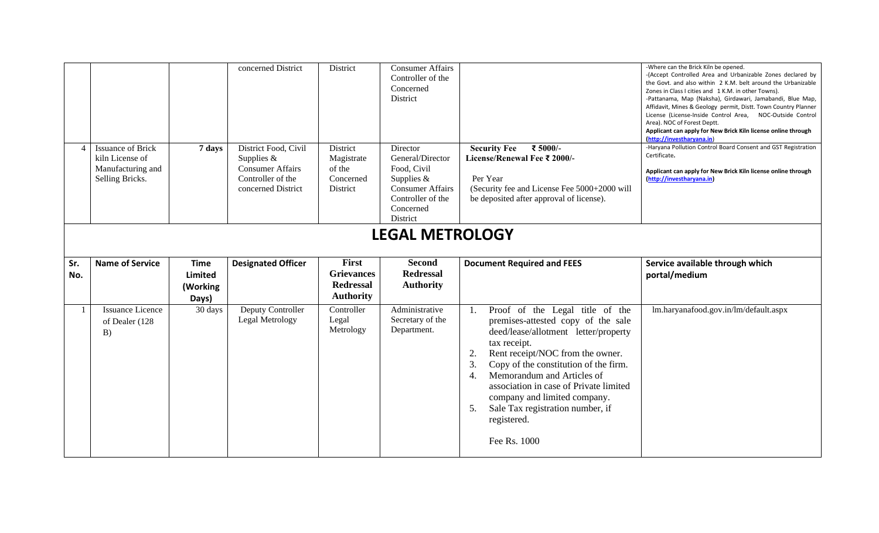| | | | concerned District | District | Consumer Affairs Controller of the Concerned District | | -Where can the Brick Kiln be opened.<br>-(Accept Controlled Area and Urbanizable Zones declared by the Govt. and also within 2 K.M. belt around the Urbanizable Zones in Class I cities and 1 K.M. in other Towns).<br>-Pattanama, Map (Naksha), Girdawari, Jamabandi, Blue Map, Affidavit, Mines & Geology permit, Distt. Town Country Planner License (License-Inside Control Area, NOC-Outside Control Area). NOC of Forest Deptt.<br>**Applicant can apply for New Brick Kiln license online through (http://investharyana.in)** |
|---|---|---|---|---|---|---|---|
| 4 | Issuance of Brick kiln License of Manufacturing and Selling Bricks. | **7 days** | District Food, Civil Supplies & Consumer Affairs Controller of the concerned District | District Magistrate of the Concerned District | Director General/Director Food, Civil Supplies & Consumer Affairs Controller of the Concerned District | **Security Fee ₹ 5000/-**<br>**License/Renewal Fee ₹ 2000/-**<br><br>Per Year<br>(Security fee and License Fee 5000+2000 will be deposited after approval of license). | -Haryana Pollution Control Board Consent and GST Registration Certificate**.**<br><br>**Applicant can apply for New Brick Kiln license online through (http://investharyana.in)** |

# LEGAL METROLOGY

| Sr. No. | Name of Service | Time Limited (Working Days) | Designated Officer | First Grievances Redressal Authority | Second Redressal Authority | Document Required and FEES | Service available through which portal/medium |
|---|---|---|---|---|---|---|---|
| 1 | Issuance Licence of Dealer (128 B) | 30 days | Deputy Controller Legal Metrology | Controller Legal Metrology | Administrative Secretary of the Department. | 1. Proof of the Legal title of the premises-attested copy of the sale deed/lease/allotment letter/property tax receipt.<br>2. Rent receipt/NOC from the owner.<br>3. Copy of the constitution of the firm.<br>4. Memorandum and Articles of association in case of Private limited company and limited company.<br>5. Sale Tax registration number, if registered.<br><br>Fee Rs. 1000 | lm.haryanafood.gov.in/lm/default.aspx |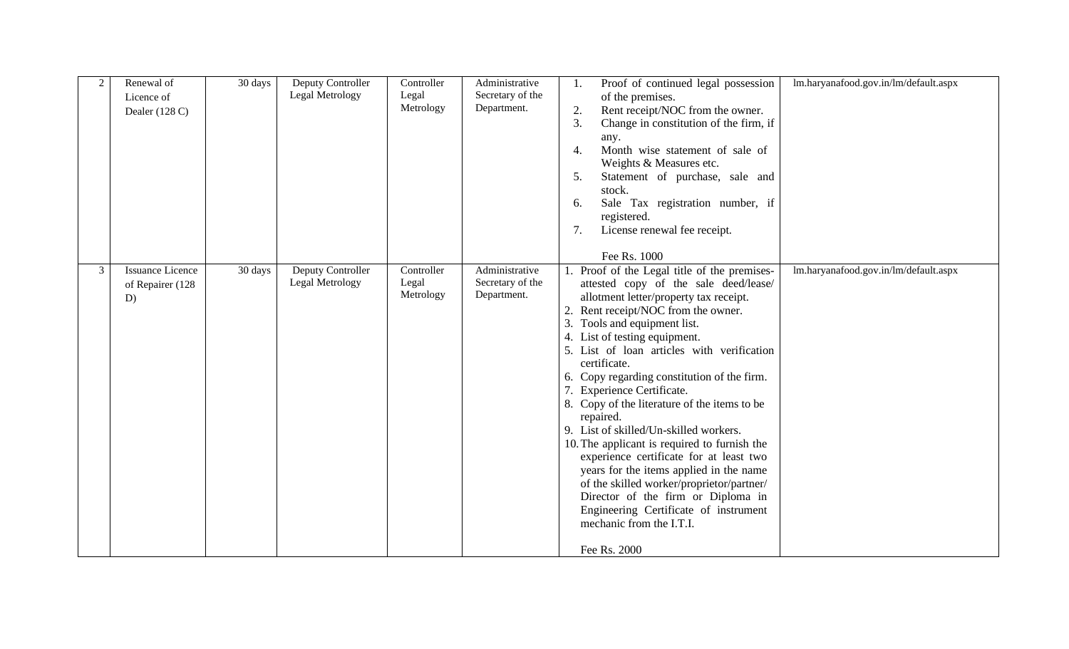| 2 | Renewal of Licence of Dealer (128 C) | 30 days | Deputy Controller Legal Metrology | Controller Legal Metrology | Administrative Secretary of the Department. | 1. Proof of continued legal possession of the premises.<br>2. Rent receipt/NOC from the owner.<br>3. Change in constitution of the firm, if any.<br>4. Month wise statement of sale of Weights & Measures etc.<br>5. Statement of purchase, sale and stock.<br>6. Sale Tax registration number, if registered.<br>7. License renewal fee receipt.<br><br>Fee Rs. 1000 | lm.haryanafood.gov.in/lm/default.aspx |
|---|---|---|---|---|---|---|---|
| 3 | Issuance Licence of Repairer (128 D) | 30 days | Deputy Controller Legal Metrology | Controller Legal Metrology | Administrative Secretary of the Department. | 1. Proof of the Legal title of the premises-attested copy of the sale deed/lease/ allotment letter/property tax receipt.<br>2. Rent receipt/NOC from the owner.<br>3. Tools and equipment list.<br>4. List of testing equipment.<br>5. List of loan articles with verification certificate.<br>6. Copy regarding constitution of the firm.<br>7. Experience Certificate.<br>8. Copy of the literature of the items to be repaired.<br>9. List of skilled/Un-skilled workers.<br>10. The applicant is required to furnish the experience certificate for at least two years for the items applied in the name of the skilled worker/proprietor/partner/ Director of the firm or Diploma in Engineering Certificate of instrument mechanic from the I.T.I.<br><br>Fee Rs. 2000 | lm.haryanafood.gov.in/lm/default.aspx |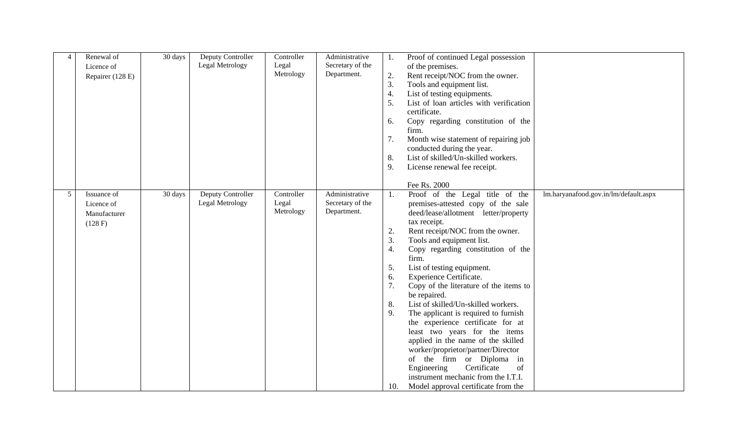| 4 | Renewal of Licence of Repairer (128 E) | 30 days | Deputy Controller Legal Metrology | Controller Legal Metrology | Administrative Secretary of the Department. | 1. Proof of continued Legal possession of the premises.<br>2. Rent receipt/NOC from the owner.<br>3. Tools and equipment list.<br>4. List of testing equipments.<br>5. List of loan articles with verification certificate.<br>6. Copy regarding constitution of the firm.<br>7. Month wise statement of repairing job conducted during the year.<br>8. List of skilled/Un-skilled workers.<br>9. License renewal fee receipt.<br><br>Fee Rs. 2000 | |
|---|---|---|---|---|---|---|---|
| 5 | Issuance of Licence of Manufacturer (128 F) | 30 days | Deputy Controller Legal Metrology | Controller Legal Metrology | Administrative Secretary of the Department. | 1. Proof of the Legal title of the premises-attested copy of the sale deed/lease/allotment letter/property tax receipt.<br>2. Rent receipt/NOC from the owner.<br>3. Tools and equipment list.<br>4. Copy regarding constitution of the firm.<br>5. List of testing equipment.<br>6. Experience Certificate.<br>7. Copy of the literature of the items to be repaired.<br>8. List of skilled/Un-skilled workers.<br>9. The applicant is required to furnish the experience certificate for at least two years for the items applied in the name of the skilled worker/proprietor/partner/Director of the firm or Diploma in Engineering Certificate of instrument mechanic from the I.T.I.<br>10. Model approval certificate from the | lm.haryanafood.gov.in/lm/default.aspx |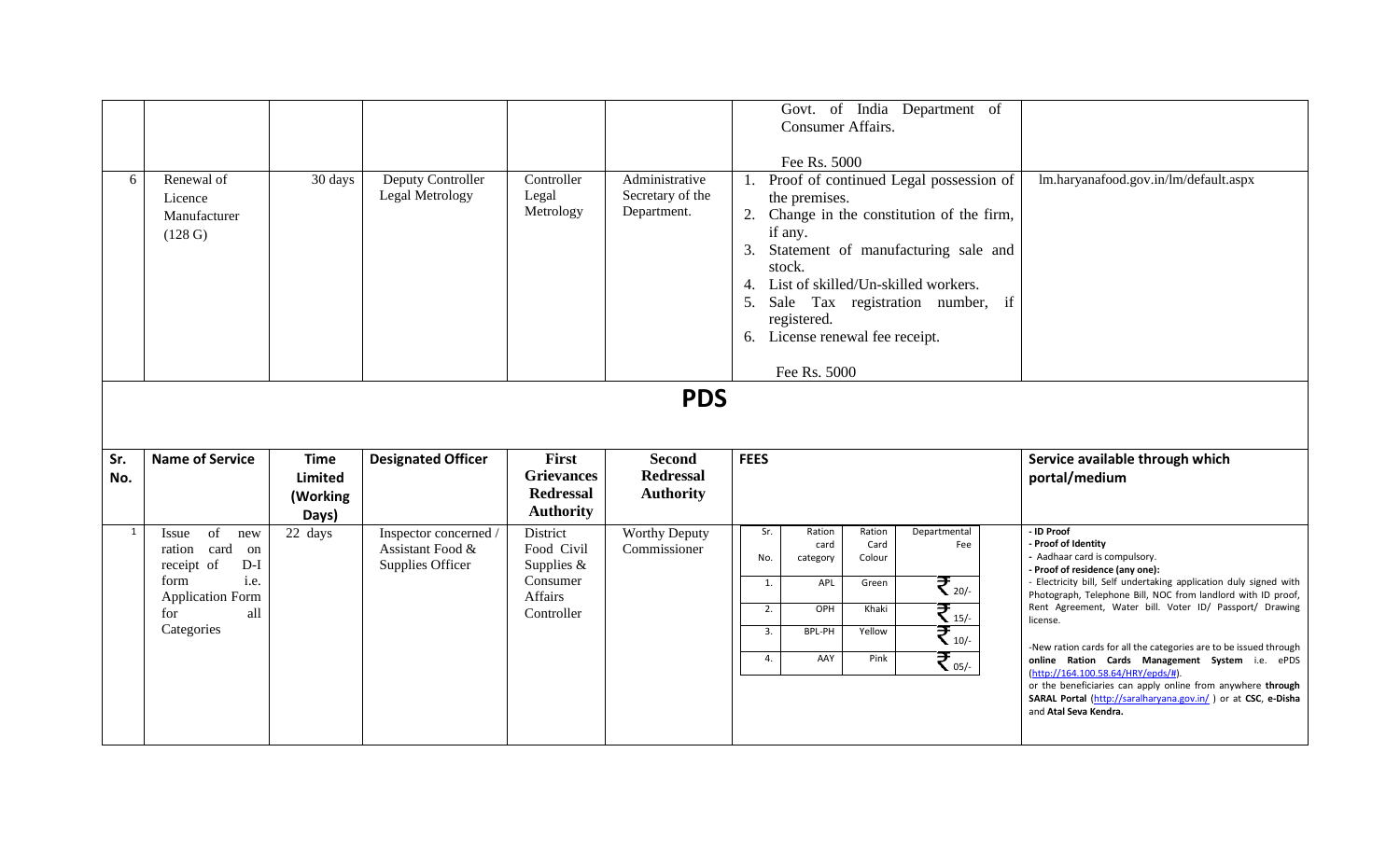| | | | | | | Govt. of India Department of Consumer Affairs.<br><br>Fee Rs. 5000 | |
|---|---|---|---|---|---|---|---|
| 6 | Renewal of Licence Manufacturer (128 G) | 30 days | Deputy Controller Legal Metrology | Controller Legal Metrology | Administrative Secretary of the Department. | 1. Proof of continued Legal possession of the premises.<br>2. Change in the constitution of the firm, if any.<br>3. Statement of manufacturing sale and stock.<br>4. List of skilled/Un-skilled workers.<br>5. Sale Tax registration number, if registered.<br>6. License renewal fee receipt.<br><br>Fee Rs. 5000 | lm.haryanafood.gov.in/lm/default.aspx |

# PDS

| Sr. No. | Name of Service | Time Limited (Working Days) | Designated Officer | First Grievances Redressal Authority | Second Redressal Authority | FEES | Service available through which portal/medium |
|---|---|---|---|---|---|---|---|
| 1 | Issue of new ration card on receipt of D-I form i.e. Application Form for all Categories | 22 days | Inspector concerned / Assistant Food & Supplies Officer | District Food Civil Supplies & Consumer Affairs Controller | Worthy Deputy Commissioner | Sr. No. 1. Ration card category: APL, Ration Card Colour: Green, Departmental Fee: ₹ 20/-<br>Sr. No. 2. Ration card category: OPH, Ration Card Colour: Khaki, Departmental Fee: ₹ 15/-<br>Sr. No. 3. Ration card category: BPL-PH, Ration Card Colour: Yellow, Departmental Fee: ₹ 10/-<br>Sr. No. 4. Ration card category: AAY, Ration Card Colour: Pink, Departmental Fee: ₹ 05/- | **- ID Proof**<br>**- Proof of Identity**<br>- Aadhaar card is compulsory.<br>**- Proof of residence (any one):**<br>- Electricity bill, Self undertaking application duly signed with Photograph, Telephone Bill, NOC from landlord with ID proof, Rent Agreement, Water bill. Voter ID/ Passport/ Drawing license.<br><br>-New ration cards for all the categories are to be issued through **online Ration Cards Management System** i.e. ePDS (http://164.100.58.64/HRY/epds/#).<br>or the beneficiaries can apply online from anywhere **through SARAL Portal** (http://saralharyana.gov.in/ ) or at **CSC**, **e-Disha** and **Atal Seva Kendra.** |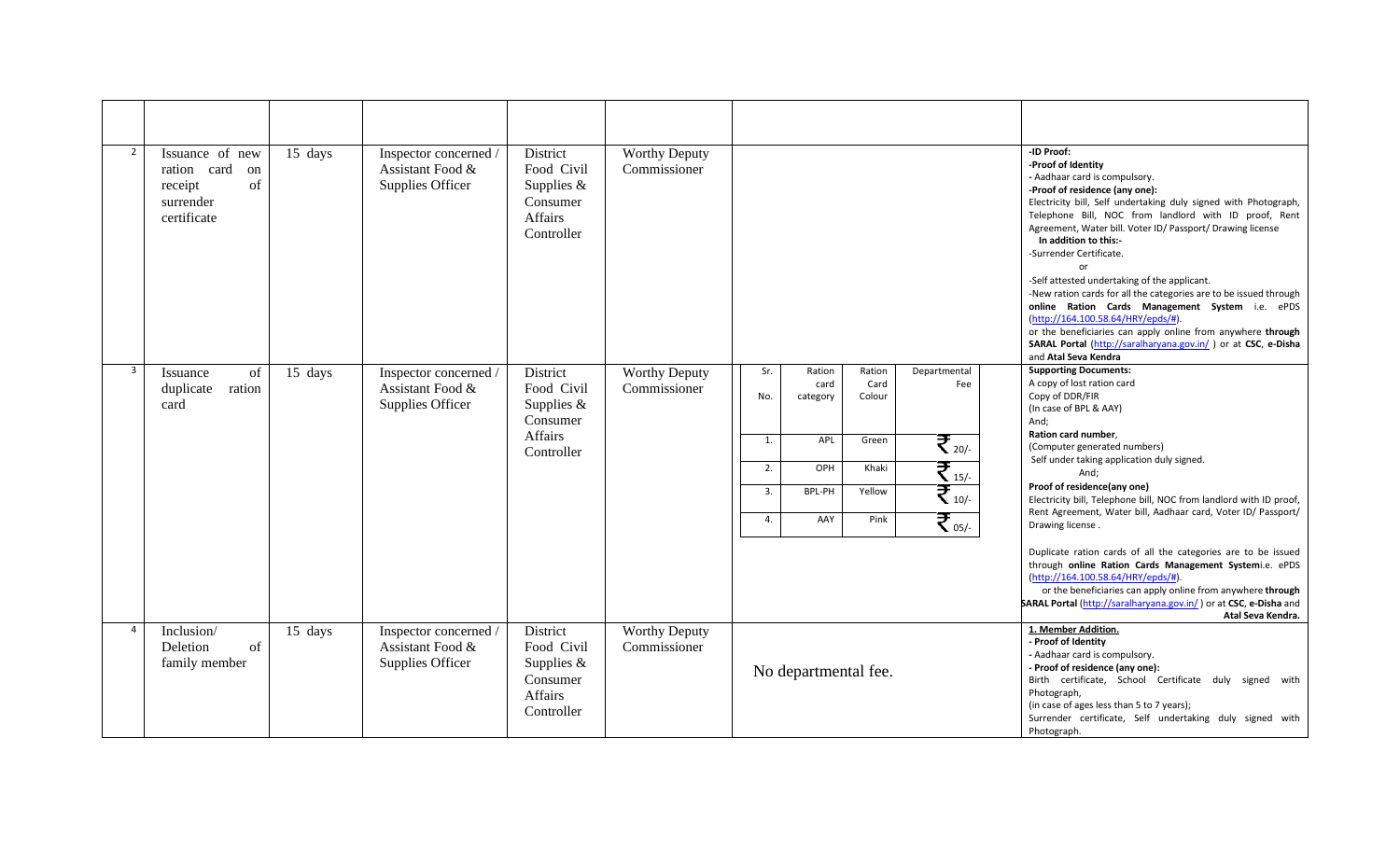| | | | | | | | |
|---|---|---|---|---|---|---|---|
| 2 | Issuance of new ration card on receipt of surrender certificate | 15 days | Inspector concerned / Assistant Food & Supplies Officer | District Food Civil Supplies & Consumer Affairs Controller | Worthy Deputy Commissioner | | **-ID Proof:**<br>**-Proof of Identity**<br>- Aadhaar card is compulsory.<br>**-Proof of residence (any one):**<br>Electricity bill, Self undertaking duly signed with Photograph, Telephone Bill, NOC from landlord with ID proof, Rent Agreement, Water bill. Voter ID/ Passport/ Drawing license<br>**In addition to this:-**<br>-Surrender Certificate.<br>or<br>-Self attested undertaking of the applicant.<br>-New ration cards for all the categories are to be issued through **online Ration Cards Management System** i.e. ePDS (http://164.100.58.64/HRY/epds/#).<br>or the beneficiaries can apply online from anywhere **through SARAL Portal** (http://saralharyana.gov.in/ ) or at **CSC**, **e-Disha** and **Atal Seva Kendra** |
| 3 | Issuance of duplicate ration card | 15 days | Inspector concerned / Assistant Food & Supplies Officer | District Food Civil Supplies & Consumer Affairs Controller | Worthy Deputy Commissioner | Sr. No. \| Ration card category \| Ration Card Colour \| Departmental Fee<br>1. \| APL \| Green \| ₹ 20/-<br>2. \| OPH \| Khaki \| ₹ 15/-<br>3. \| BPL-PH \| Yellow \| ₹ 10/-<br>4. \| AAY \| Pink \| ₹ 05/- | **Supporting Documents:**<br>A copy of lost ration card<br>Copy of DDR/FIR<br>(In case of BPL & AAY)<br>And;<br>**Ration card number**,<br>(Computer generated numbers)<br>Self under taking application duly signed.<br>And;<br>**Proof of residence(any one)**<br>Electricity bill, Telephone bill, NOC from landlord with ID proof, Rent Agreement, Water bill, Aadhaar card, Voter ID/ Passport/ Drawing license .<br><br>Duplicate ration cards of all the categories are to be issued through **online Ration Cards Management System**i.e. ePDS (http://164.100.58.64/HRY/epds/#).<br>or the beneficiaries can apply online from anywhere **through SARAL Portal** (http://saralharyana.gov.in/ ) or at **CSC**, **e-Disha** and **Atal Seva Kendra.** |
| 4 | Inclusion/ Deletion of family member | 15 days | Inspector concerned / Assistant Food & Supplies Officer | District Food Civil Supplies & Consumer Affairs Controller | Worthy Deputy Commissioner | No departmental fee. | **1. Member Addition.**<br>**- Proof of Identity**<br>- Aadhaar card is compulsory.<br>**- Proof of residence (any one):**<br>Birth certificate, School Certificate duly signed with Photograph,<br>(in case of ages less than 5 to 7 years);<br>Surrender certificate, Self undertaking duly signed with Photograph. |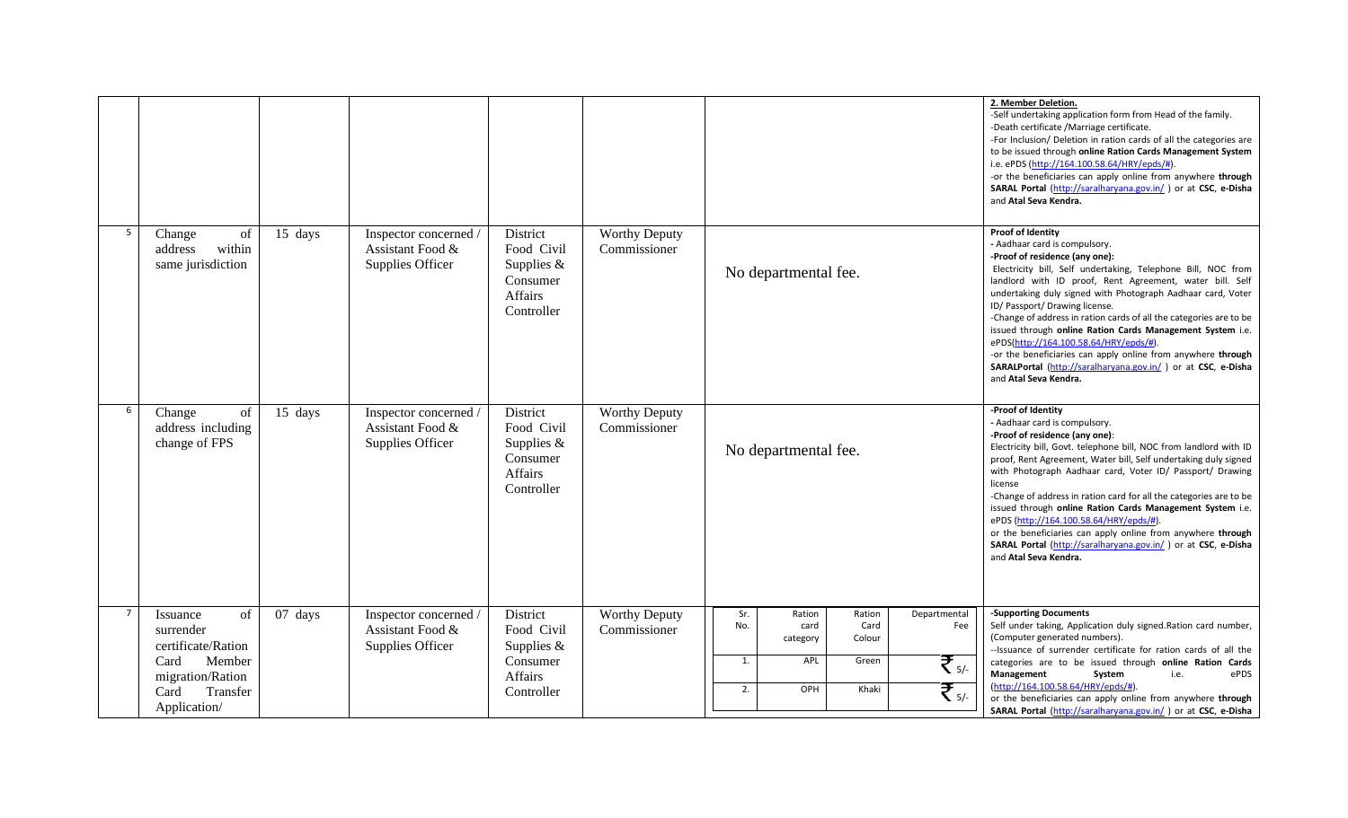|  |  |  |  |  |  |  |  |
|---|---|---|---|---|---|---|---|
|  |  |  |  |  |  |  | **2. Member Deletion.**<br>-Self undertaking application form from Head of the family.<br>-Death certificate /Marriage certificate.<br>-For Inclusion/ Deletion in ration cards of all the categories are to be issued through **online Ration Cards Management System** i.e. ePDS (http://164.100.58.64/HRY/epds/#).<br>-or the beneficiaries can apply online from anywhere **through SARAL Portal** (http://saralharyana.gov.in/ ) or at **CSC**, **e-Disha** and **Atal Seva Kendra.** |
| 5 | Change of address within same jurisdiction | 15 days | Inspector concerned / Assistant Food & Supplies Officer | District Food Civil Supplies & Consumer Affairs Controller | Worthy Deputy Commissioner | No departmental fee. | **Proof of Identity**<br>- Aadhaar card is compulsory.<br>**-Proof of residence (any one):**<br>Electricity bill, Self undertaking, Telephone Bill, NOC from landlord with ID proof, Rent Agreement, water bill. Self undertaking duly signed with Photograph Aadhaar card, Voter ID/ Passport/ Drawing license.<br>-Change of address in ration cards of all the categories are to be issued through **online Ration Cards Management System** i.e. ePDS(http://164.100.58.64/HRY/epds/#).<br>-or the beneficiaries can apply online from anywhere **through SARALPortal** (http://saralharyana.gov.in/ ) or at **CSC**, **e-Disha** and **Atal Seva Kendra.** |
| 6 | Change of address including change of FPS | 15 days | Inspector concerned / Assistant Food & Supplies Officer | District Food Civil Supplies & Consumer Affairs Controller | Worthy Deputy Commissioner | No departmental fee. | **-Proof of Identity**<br>- Aadhaar card is compulsory.<br>**-Proof of residence (any one)**:<br>Electricity bill, Govt. telephone bill, NOC from landlord with ID proof, Rent Agreement, Water bill, Self undertaking duly signed with Photograph Aadhaar card, Voter ID/ Passport/ Drawing license<br>-Change of address in ration card for all the categories are to be issued through **online Ration Cards Management System** i.e. ePDS (http://164.100.58.64/HRY/epds/#).<br>or the beneficiaries can apply online from anywhere **through SARAL Portal** (http://saralharyana.gov.in/ ) or at **CSC**, **e-Disha** and **Atal Seva Kendra.** |
| 7 | Issuance of surrender certificate/Ration Card Member migration/Ration Card Transfer Application/ | 07 days | Inspector concerned / Assistant Food & Supplies Officer | District Food Civil Supplies & Consumer Affairs Controller | Worthy Deputy Commissioner | Sr. No. \| Ration card category \| Ration Card Colour \| Departmental Fee<br>1. \| APL \| Green \| ₹ 5/-<br>2. \| OPH \| Khaki \| ₹ 5/- | **-Supporting Documents**<br>Self under taking, Application duly signed.Ration card number, (Computer generated numbers).<br>--Issuance of surrender certificate for ration cards of all the categories are to be issued through **online Ration Cards Management System** i.e. ePDS (http://164.100.58.64/HRY/epds/#).<br>or the beneficiaries can apply online from anywhere **through SARAL Portal** (http://saralharyana.gov.in/ ) or at **CSC**, **e-Disha** |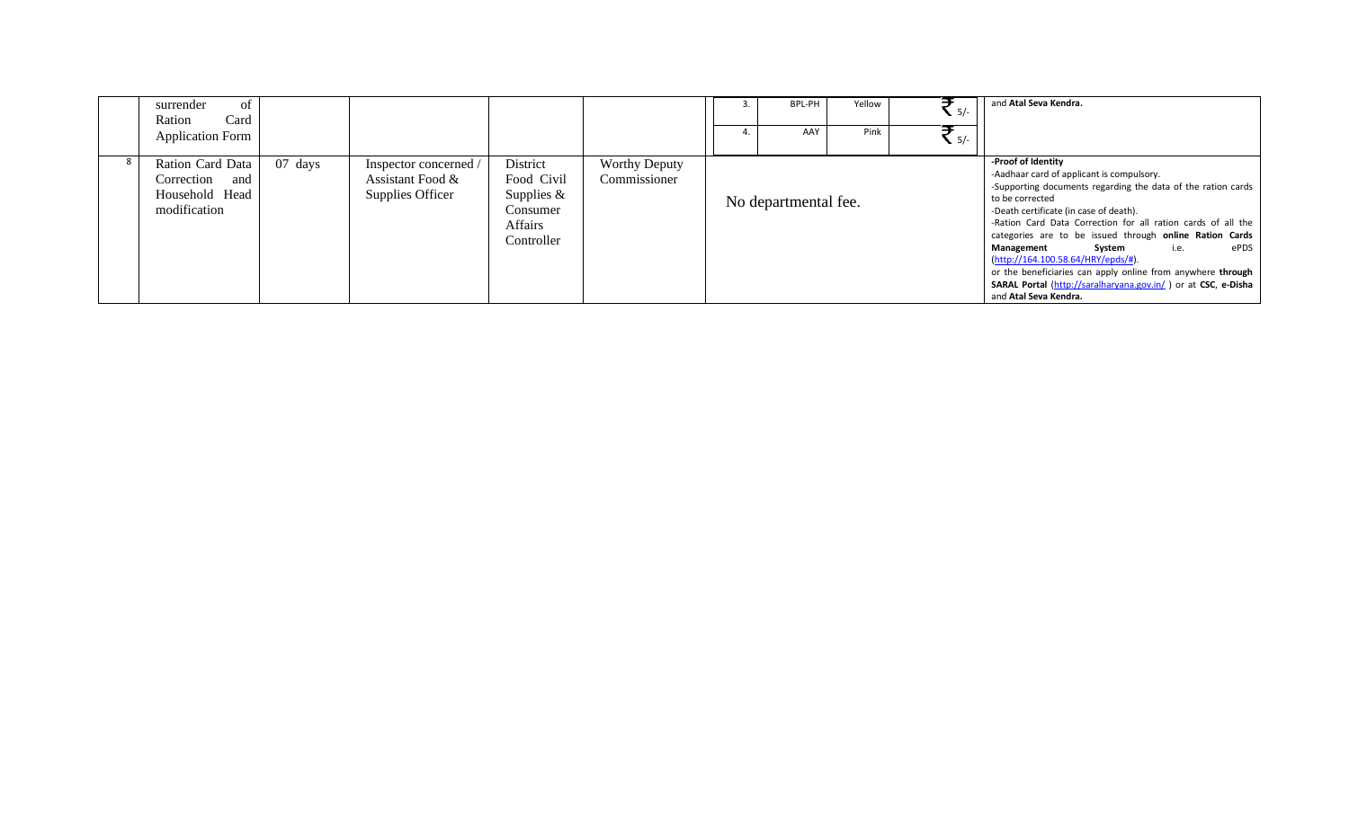| | | | | | | | |
|---|---|---|---|---|---|---|---|
| | surrender of Ration Card Application Form | | | | | 3. BPL-PH Yellow ₹ 5/-<br>4. AAY Pink ₹ 5/- | and **Atal Seva Kendra.** |
| 8 | Ration Card Data Correction and Household Head modification | 07 days | Inspector concerned / Assistant Food & Supplies Officer | District Food Civil Supplies & Consumer Affairs Controller | Worthy Deputy Commissioner | No departmental fee. | **-Proof of Identity**<br>-Aadhaar card of applicant is compulsory.<br>-Supporting documents regarding the data of the ration cards to be corrected<br>-Death certificate (in case of death).<br>-Ration Card Data Correction for all ration cards of all the categories are to be issued through **online Ration Cards Management System** i.e. ePDS (http://164.100.58.64/HRY/epds/#).<br>or the beneficiaries can apply online from anywhere **through SARAL Portal** (http://saralharyana.gov.in/ ) or at **CSC**, **e-Disha** and **Atal Seva Kendra.** |